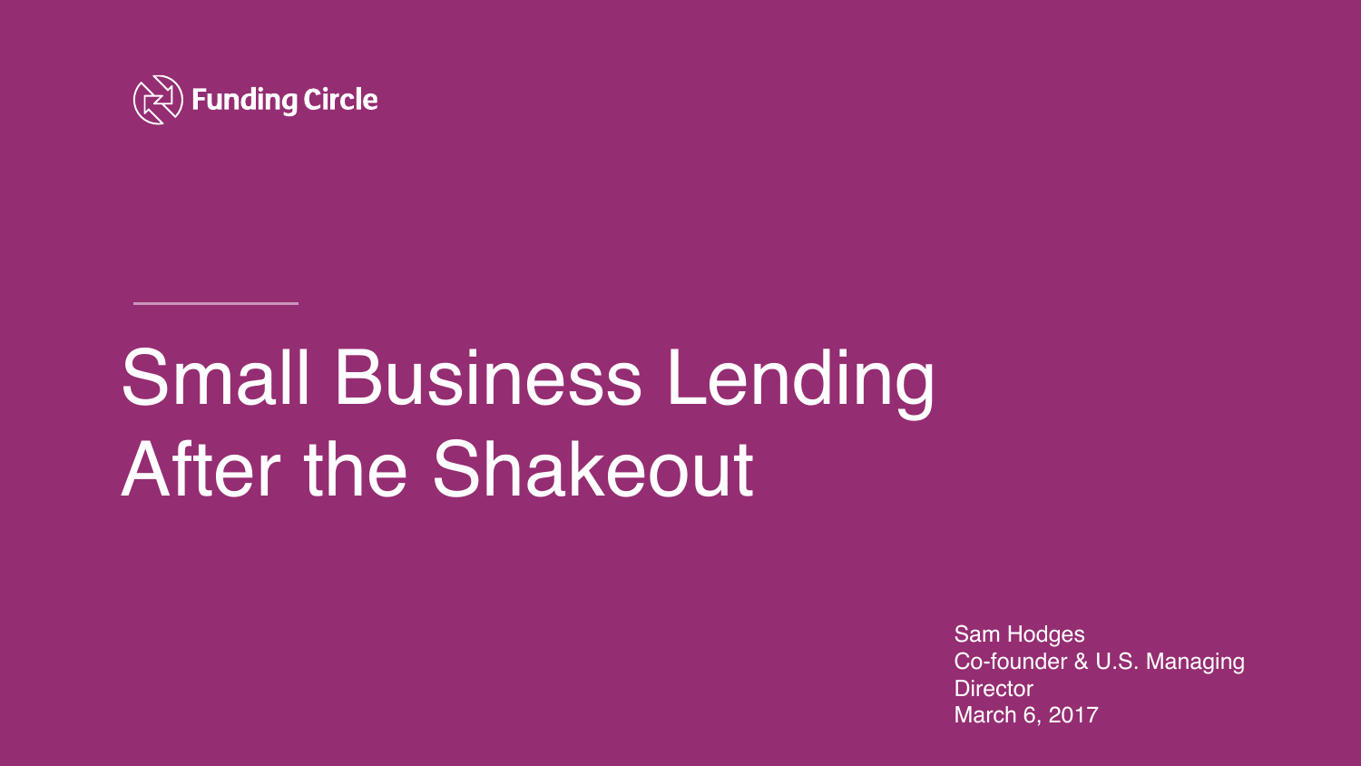Funding Circle

# Small Business Lending After the Shakeout

Sam Hodges
Co-founder & U.S. Managing Director
March 6, 2017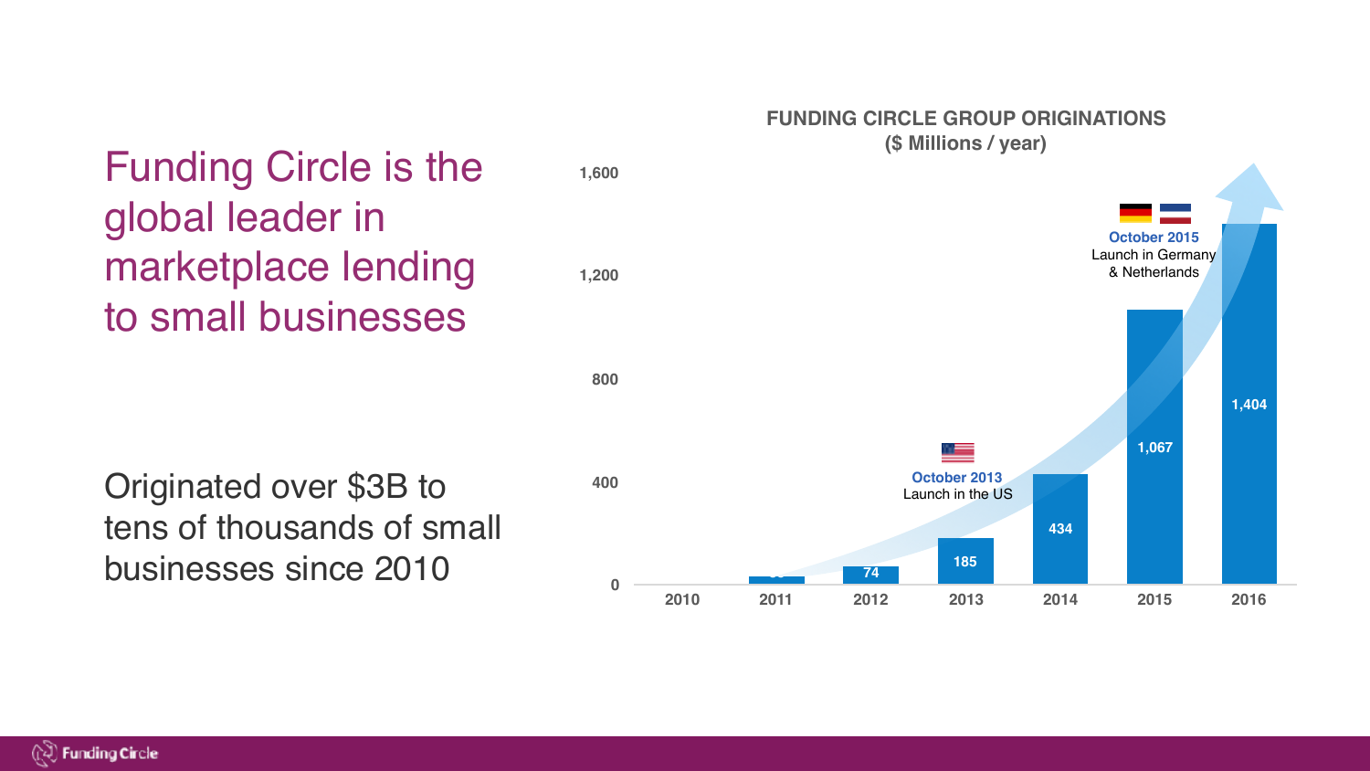# Funding Circle is the global leader in marketplace lending to small businesses

Originated over $3B to tens of thousands of small businesses since 2010

**FUNDING CIRCLE GROUP ORIGINATIONS**
**($ Millions / year)**

| Year | Originations |
|---|---|
| 2010 | |
| 2011 | |
| 2012 | 74 |
| 2013 | 185 |
| 2014 | 434 |
| 2015 | 1,067 |
| 2016 | 1,404 |

**October 2013** Launch in the US

**October 2015** Launch in Germany & Netherlands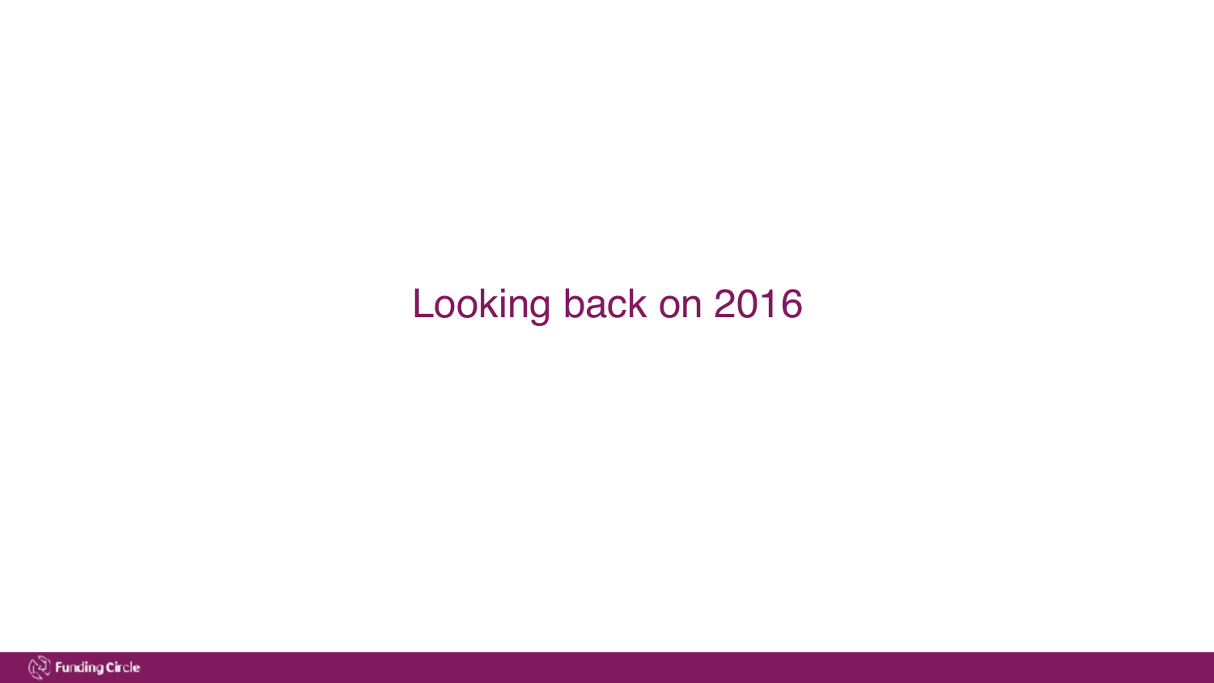# Looking back on 2016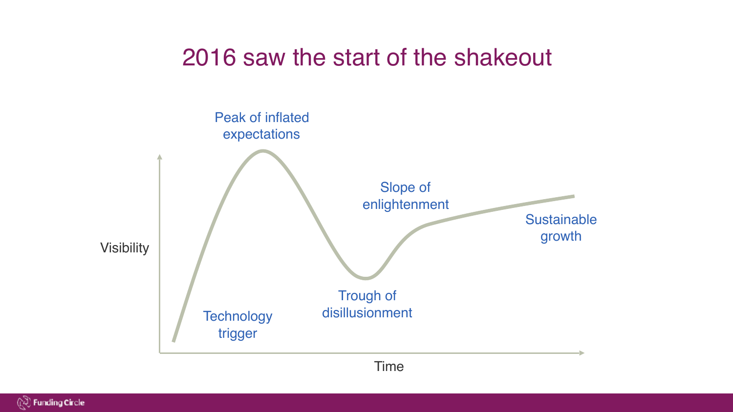# 2016 saw the start of the shakeout

Peak of inflated expectations

Slope of enlightenment

Sustainable growth

Visibility

Technology trigger

Trough of disillusionment

Time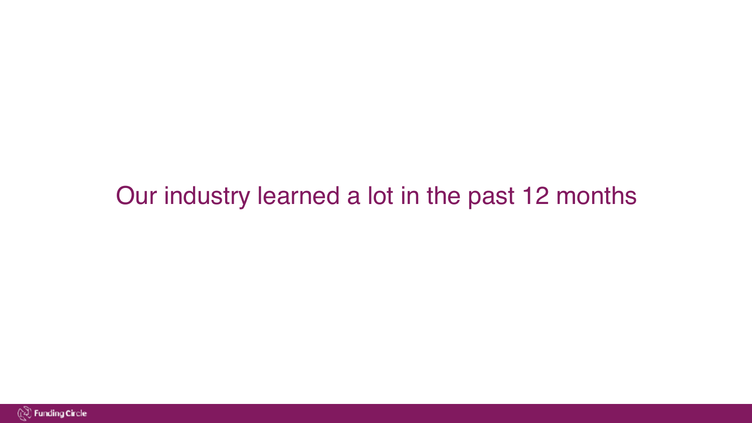Our industry learned a lot in the past 12 months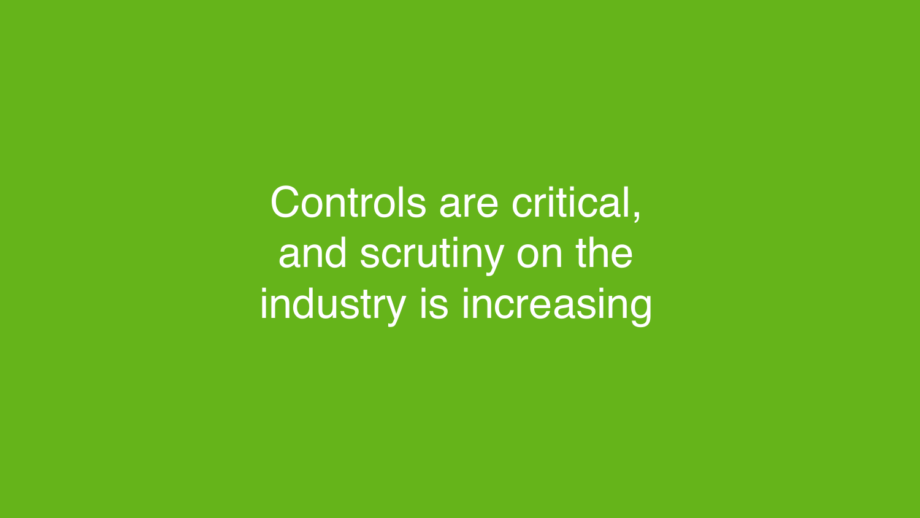Controls are critical, and scrutiny on the industry is increasing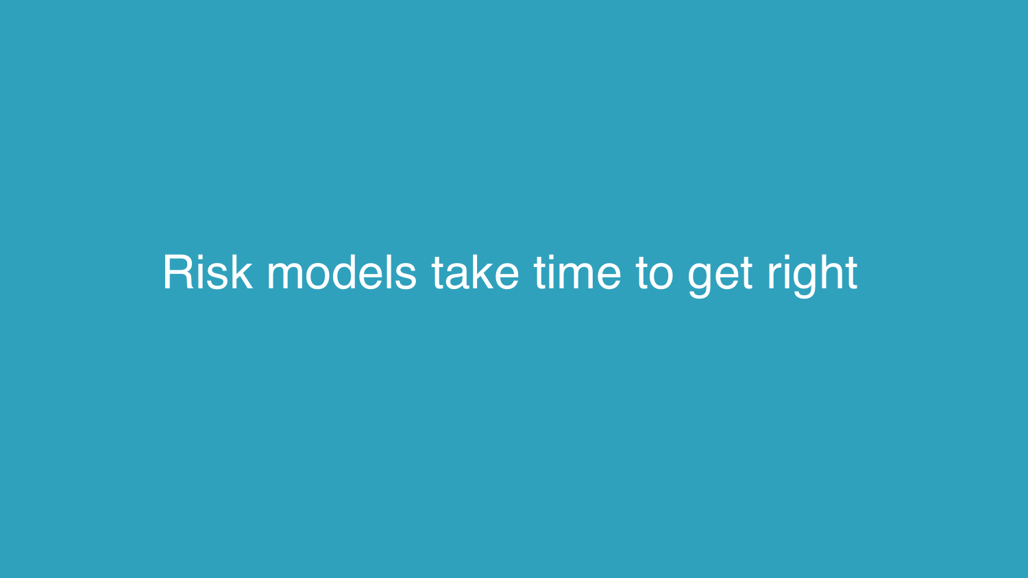Risk models take time to get right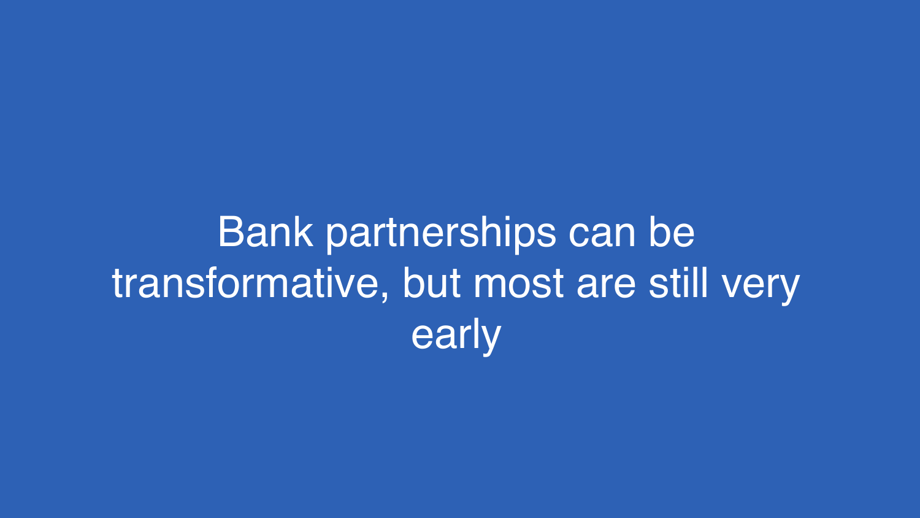# Bank partnerships can be transformative, but most are still very early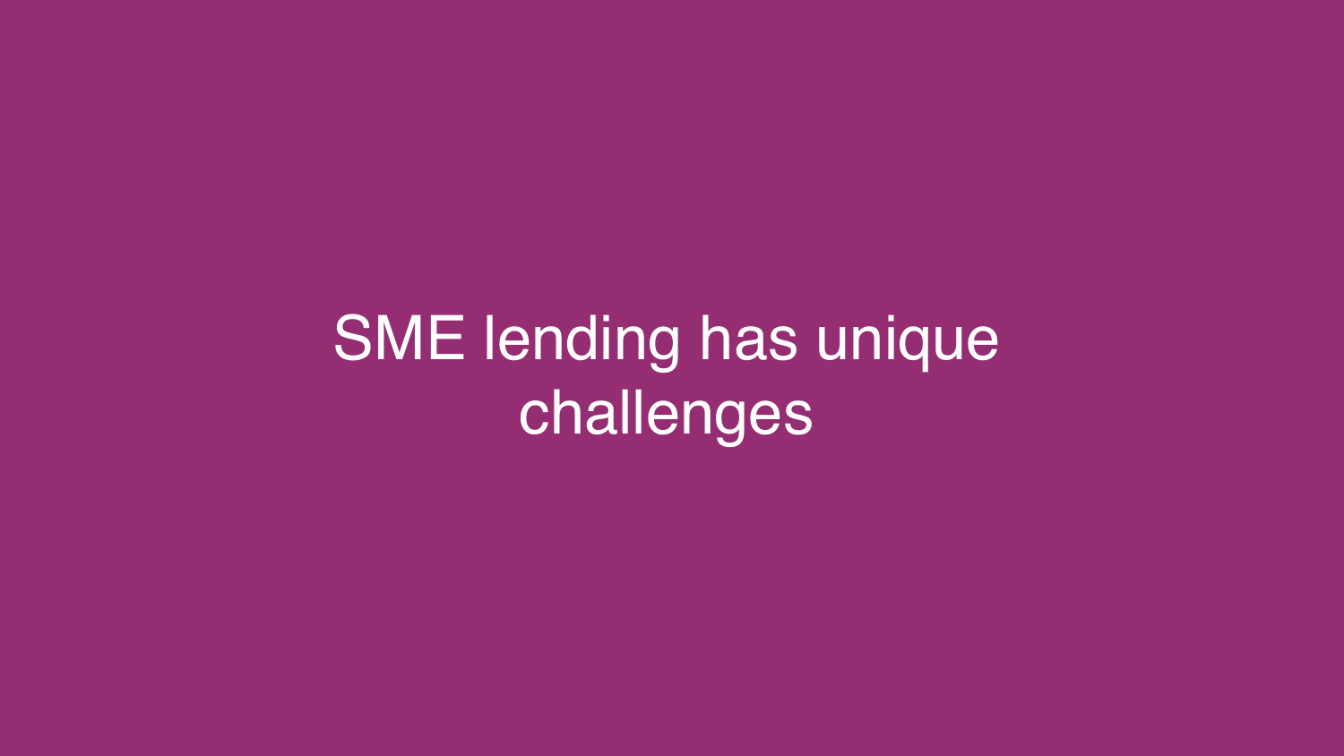# SME lending has unique challenges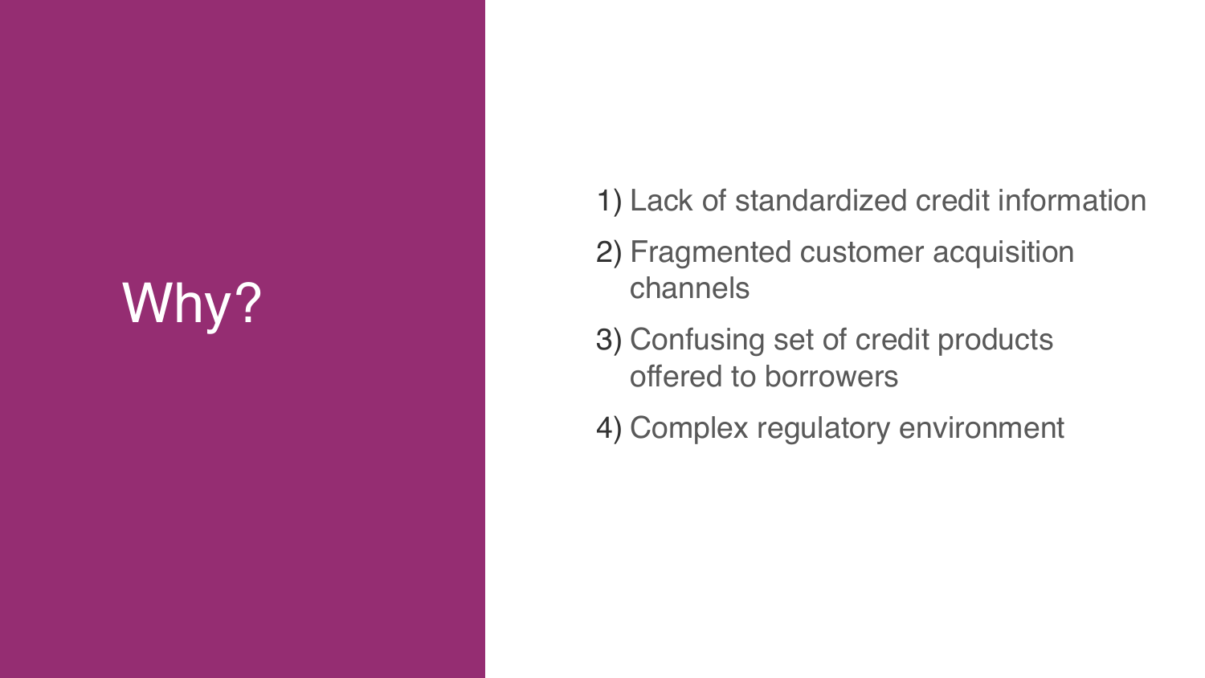# Why?

1) Lack of standardized credit information
2) Fragmented customer acquisition channels
3) Confusing set of credit products offered to borrowers
4) Complex regulatory environment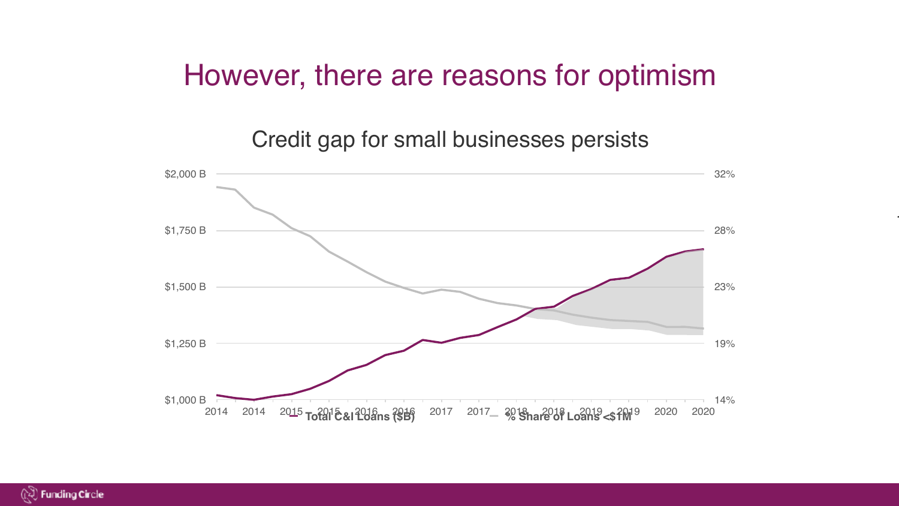# However, there are reasons for optimism

## Credit gap for small businesses persists

$2,000 B | $1,750 B | $1,500 B | $1,250 B | $1,000 B

32% | 28% | 23% | 19% | 14%

2014 2014 2015 2015 2016 2016 2017 2017 2018 2018 2019 2019 2020 2020

Total C&I Loans ($B) — % Share of Loans <$1M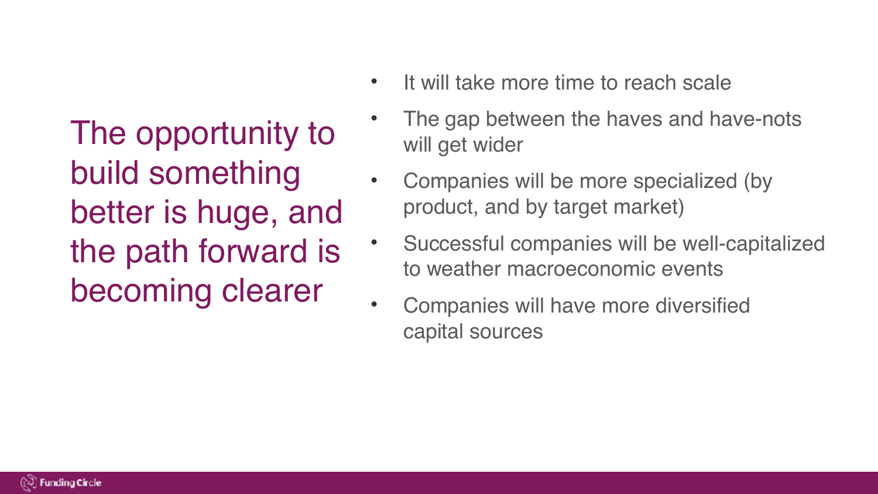# The opportunity to build something better is huge, and the path forward is becoming clearer

- It will take more time to reach scale
- The gap between the haves and have-nots will get wider
- Companies will be more specialized (by product, and by target market)
- Successful companies will be well-capitalized to weather macroeconomic events
- Companies will have more diversified capital sources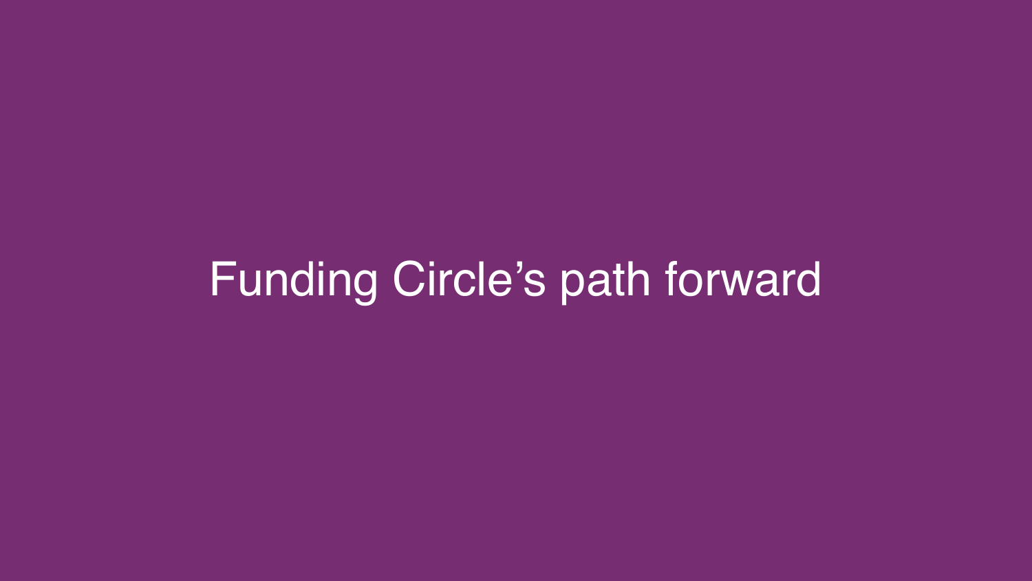# Funding Circle’s path forward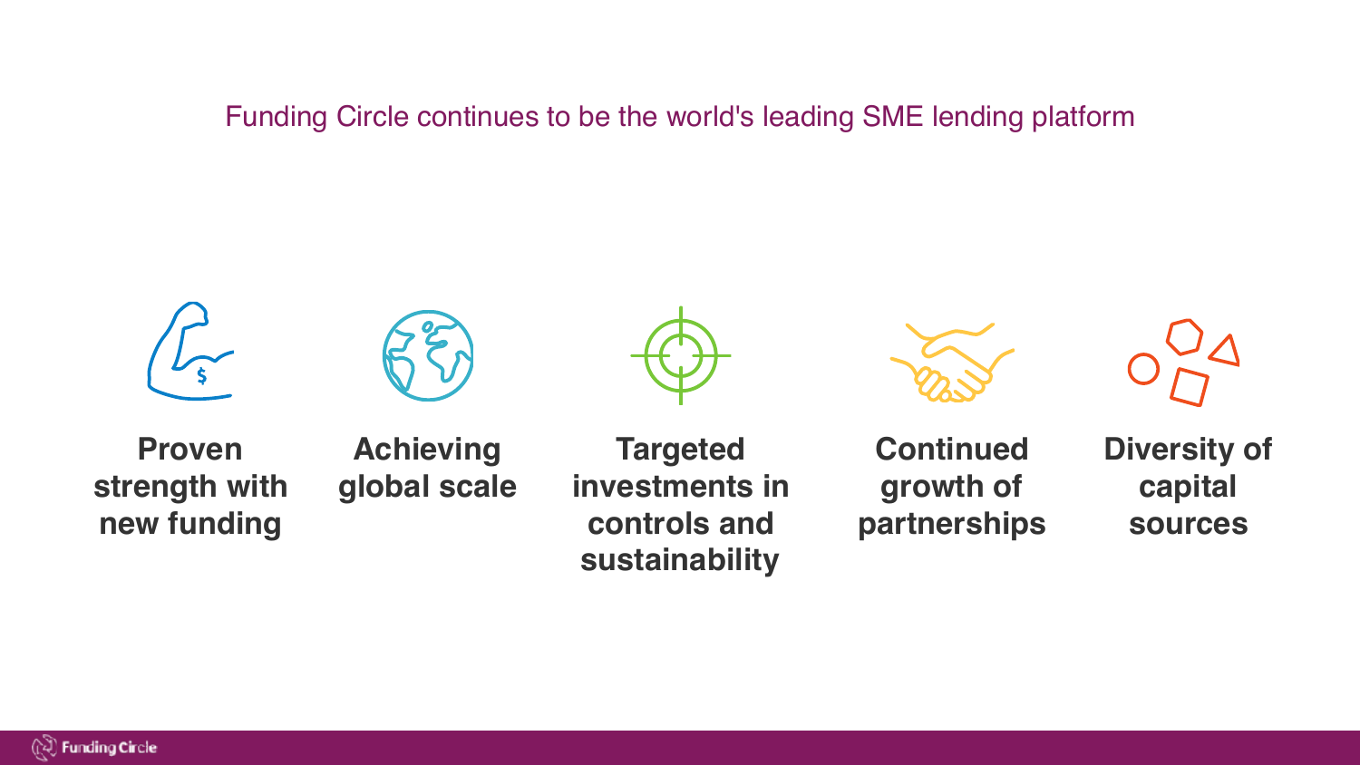# Funding Circle continues to be the world's leading SME lending platform

**Proven strength with new funding**

**Achieving global scale**

**Targeted investments in controls and sustainability**

**Continued growth of partnerships**

**Diversity of capital sources**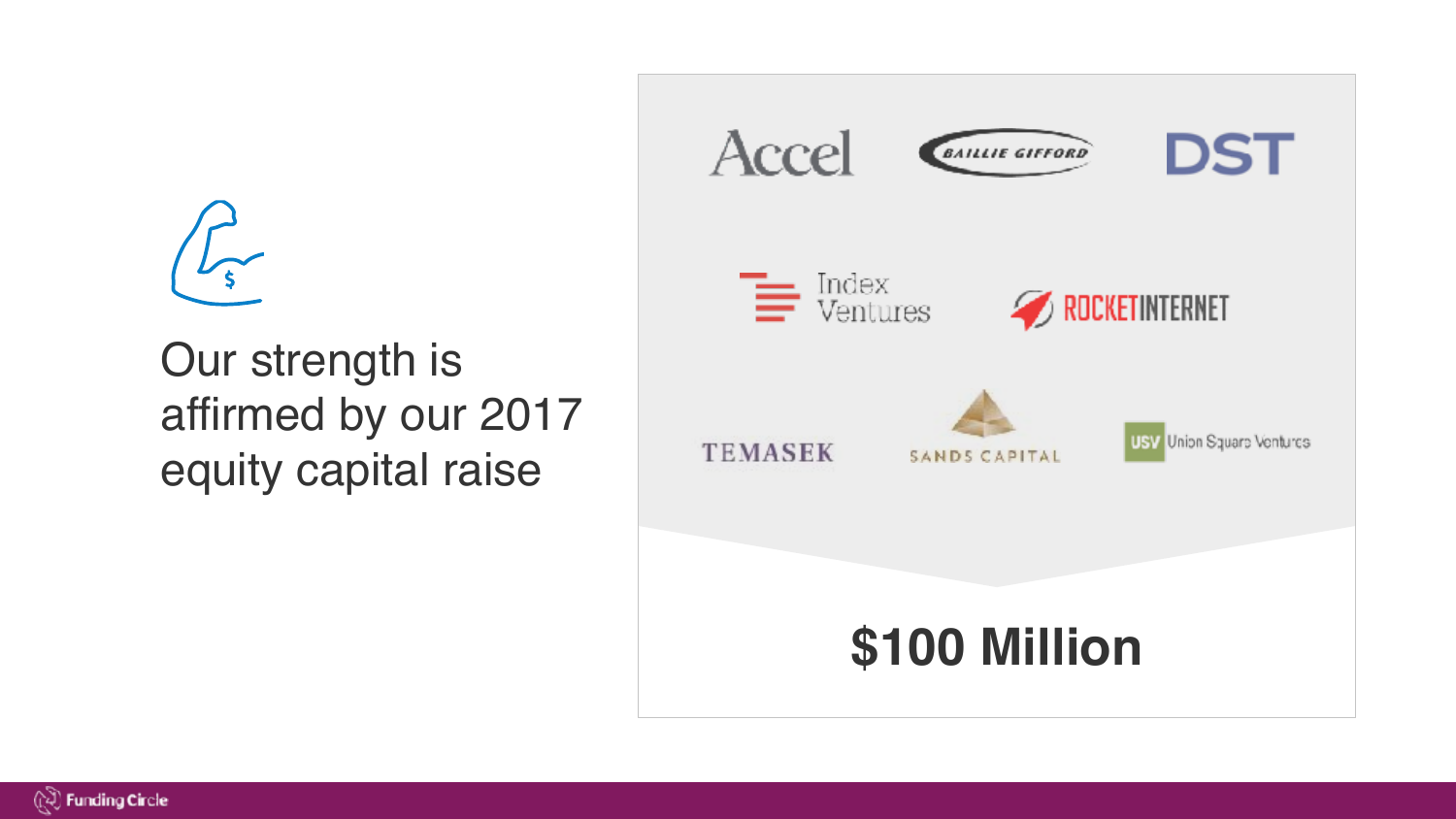Our strength is affirmed by our 2017 equity capital raise

Accel

BAILLIE GIFFORD

DST

Index Ventures

ROCKETINTERNET

TEMASEK

SANDS CAPITAL

USV Union Square Ventures

**$100 Million**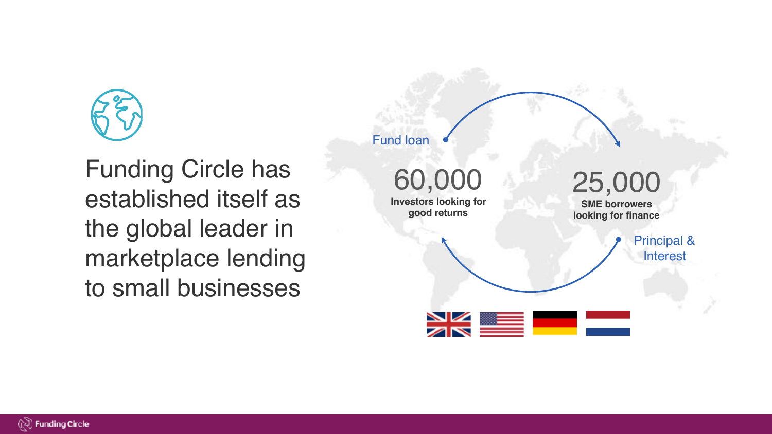Funding Circle has established itself as the global leader in marketplace lending to small businesses

Fund loan

**60,000**
Investors looking for good returns

**25,000**
SME borrowers looking for finance

Principal & Interest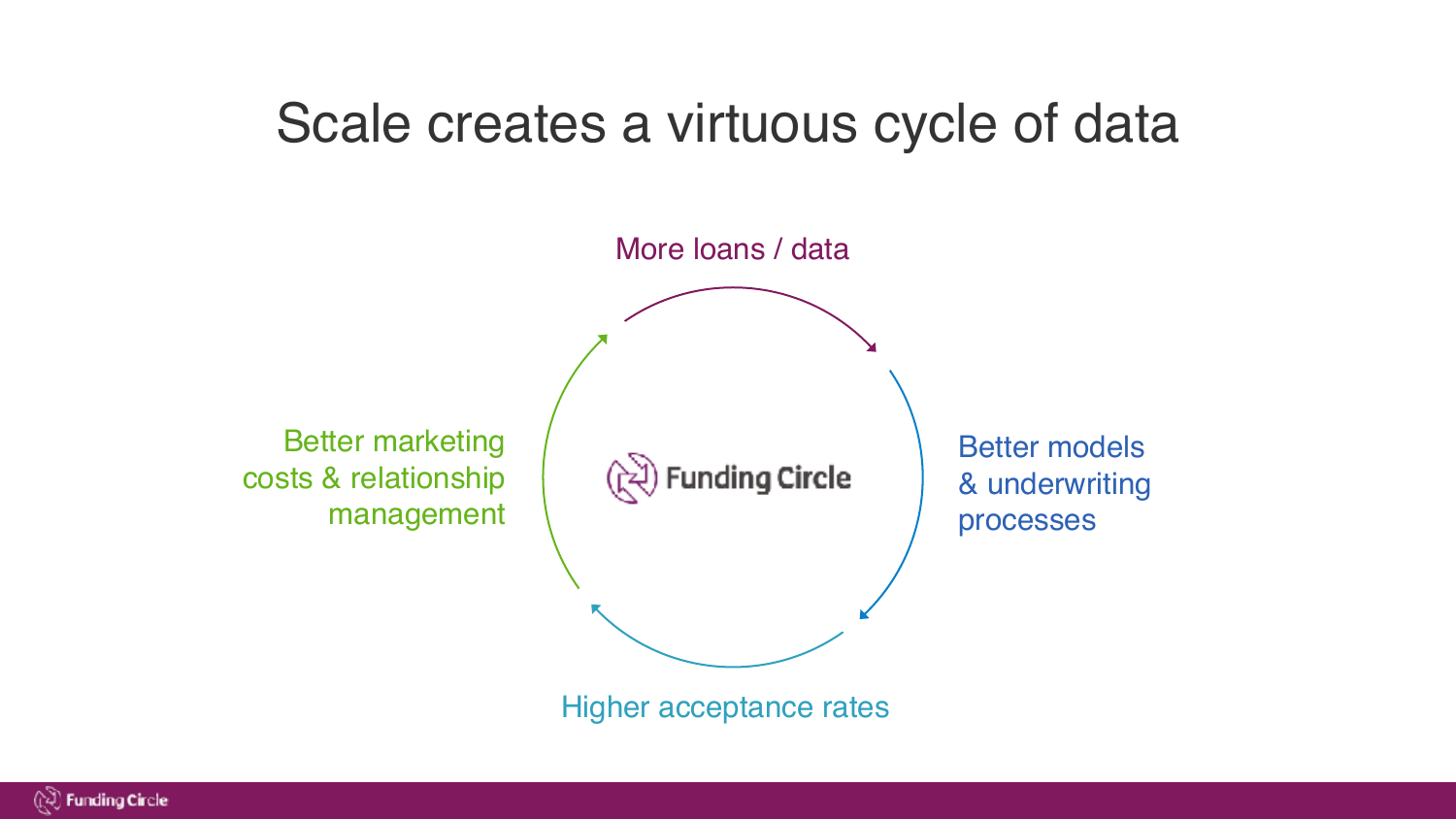# Scale creates a virtuous cycle of data

More loans / data

Better models & underwriting processes

Higher acceptance rates

Better marketing costs & relationship management

Funding Circle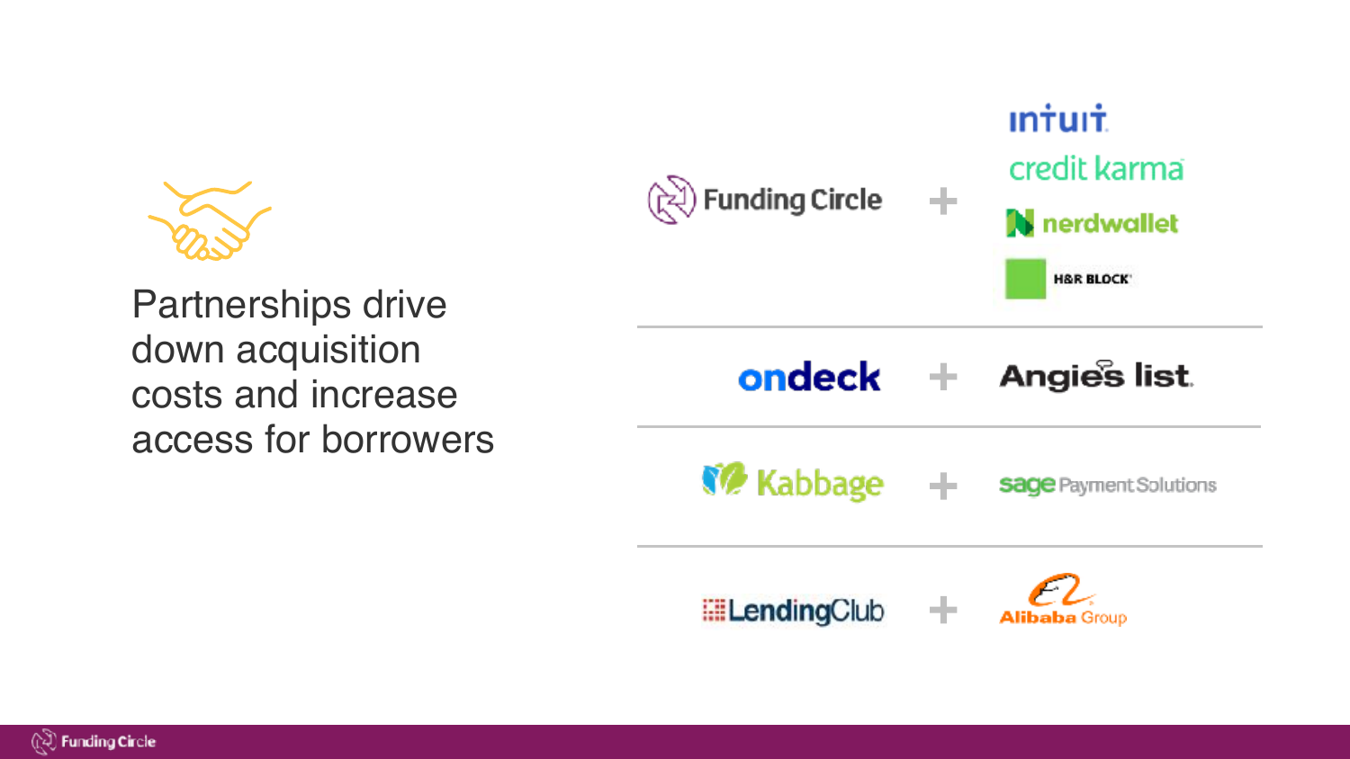Partnerships drive down acquisition costs and increase access for borrowers

| | | |
|---|---|---|
| Funding Circle | + | Intuit<br>credit karma<br>nerdwallet<br>H&R BLOCK |
| ondeck | + | Angie's list |
| Kabbage | + | sage Payment Solutions |
| LendingClub | + | Alibaba Group |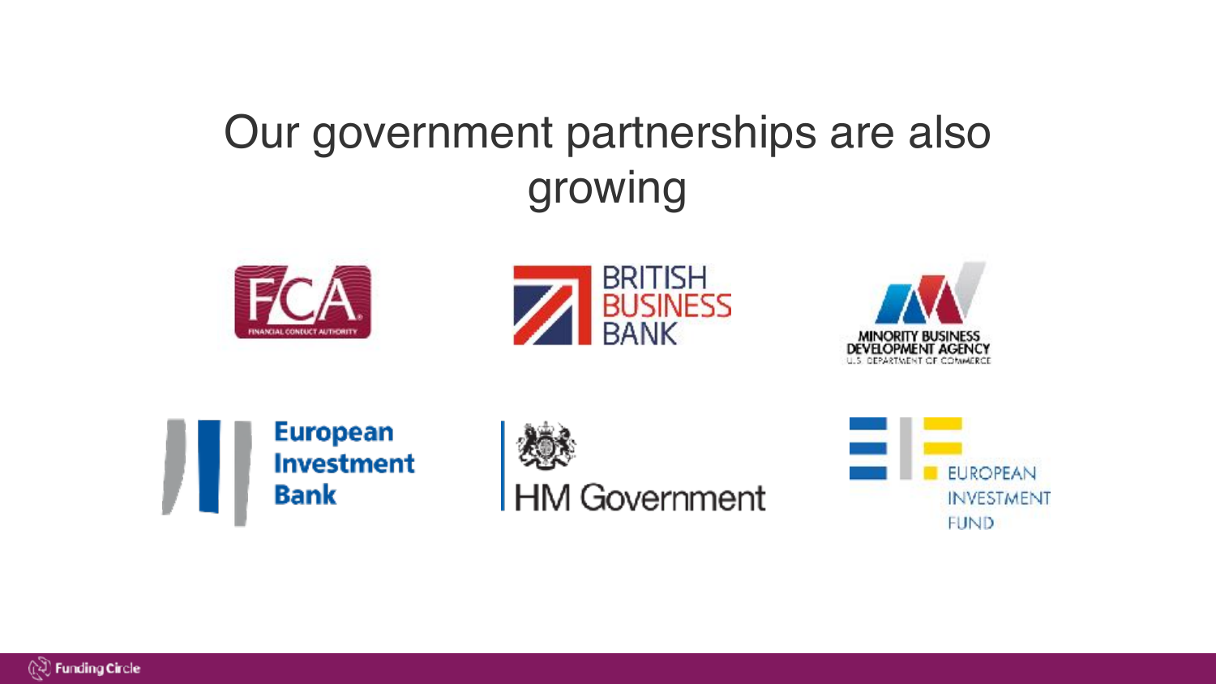# Our government partnerships are also growing

FCA
FINANCIAL CONDUCT AUTHORITY

BRITISH BUSINESS BANK

MINORITY BUSINESS DEVELOPMENT AGENCY
U.S. DEPARTMENT OF COMMERCE

European Investment Bank

HM Government

EUROPEAN INVESTMENT FUND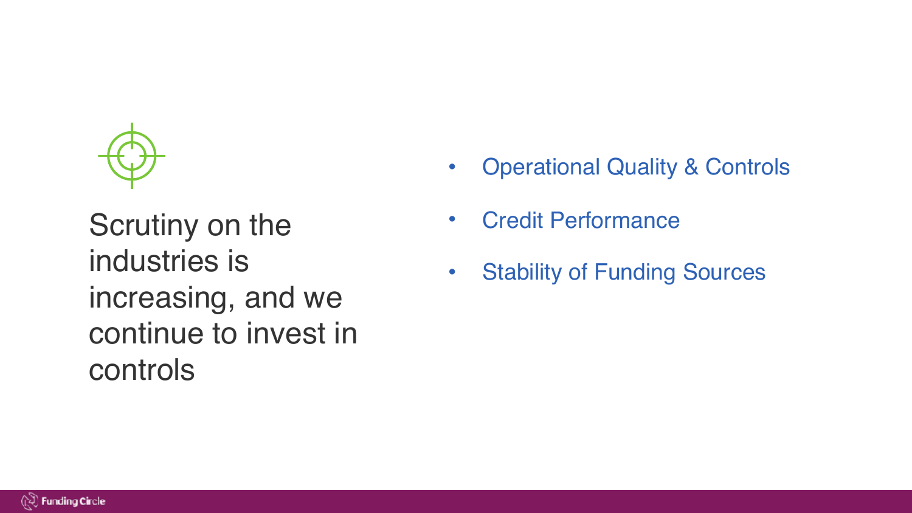Scrutiny on the industries is increasing, and we continue to invest in controls

- Operational Quality & Controls
- Credit Performance
- Stability of Funding Sources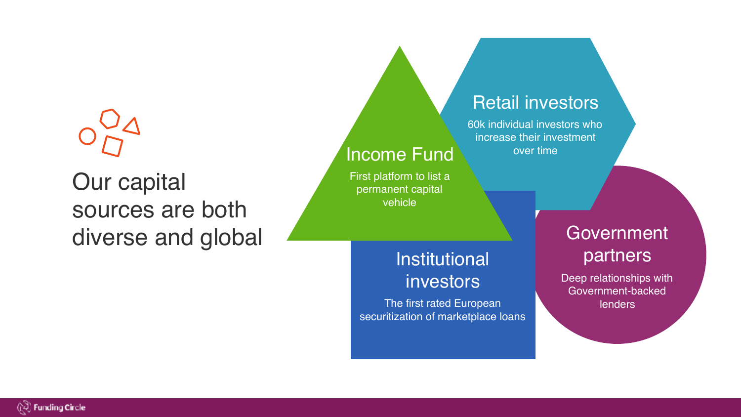# Our capital sources are both diverse and global

## Income Fund

First platform to list a permanent capital vehicle

## Retail investors

60k individual investors who increase their investment over time

## Institutional investors

The first rated European securitization of marketplace loans

## Government partners

Deep relationships with Government-backed lenders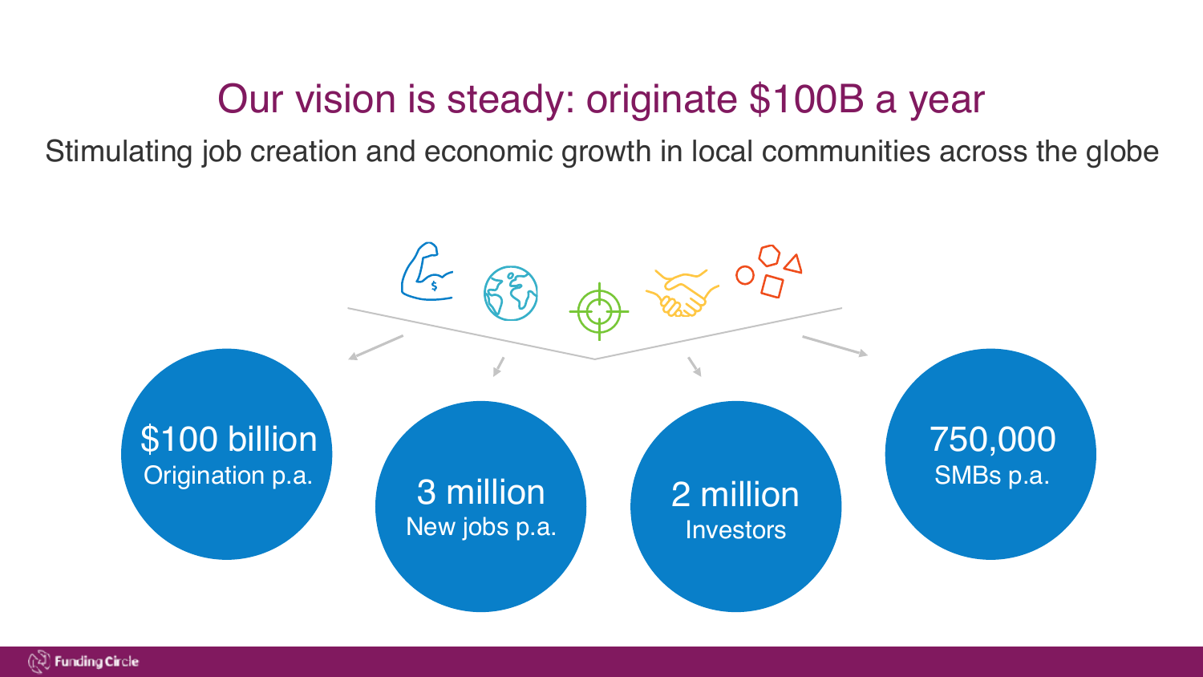# Our vision is steady: originate $100B a year

Stimulating job creation and economic growth in local communities across the globe

- **$100 billion** Origination p.a.
- **3 million** New jobs p.a.
- **2 million** Investors
- **750,000** SMBs p.a.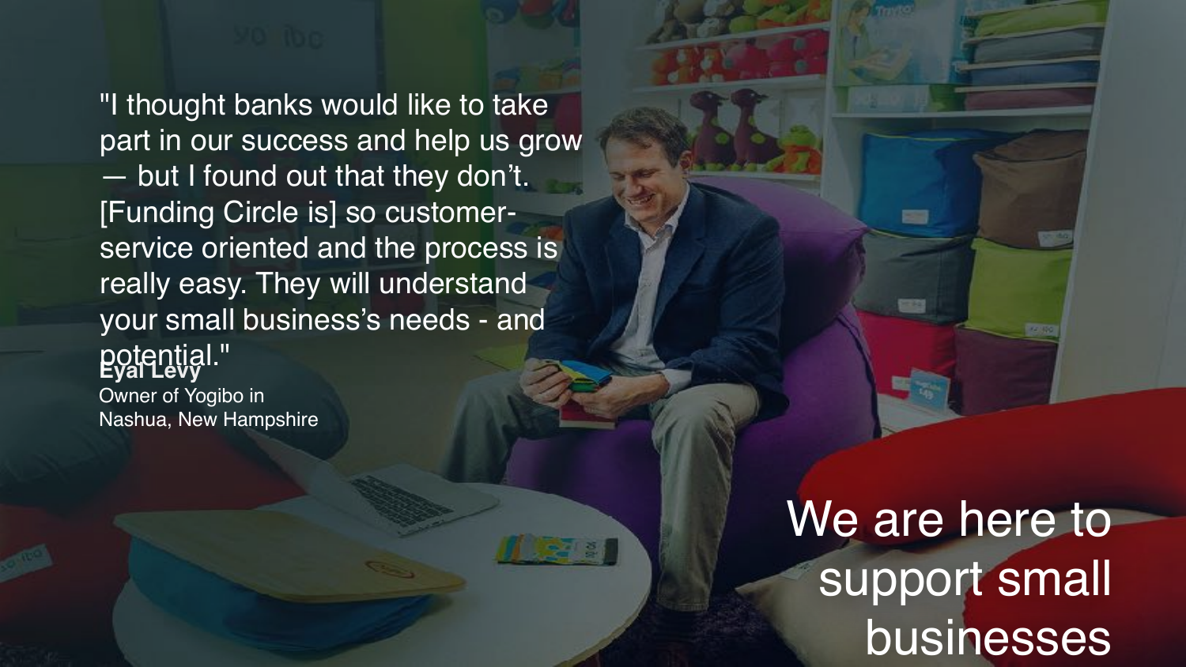"I thought banks would like to take part in our success and help us grow — but I found out that they don't. [Funding Circle is] so customer-service oriented and the process is really easy. They will understand your small business's needs - and potential."

**Eyal Levy**
Owner of Yogibo in Nashua, New Hampshire

## We are here to support small businesses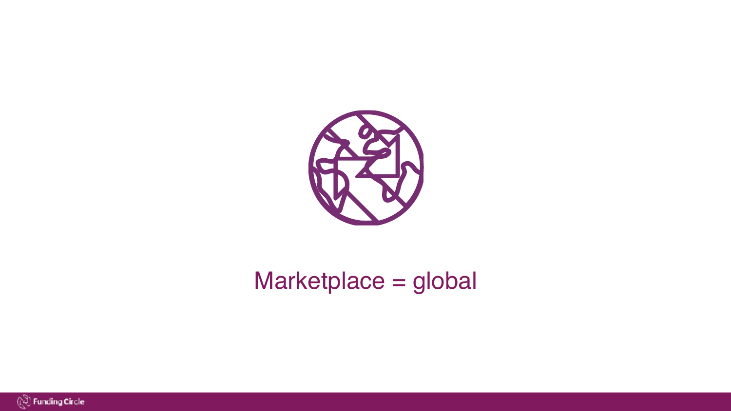Marketplace = global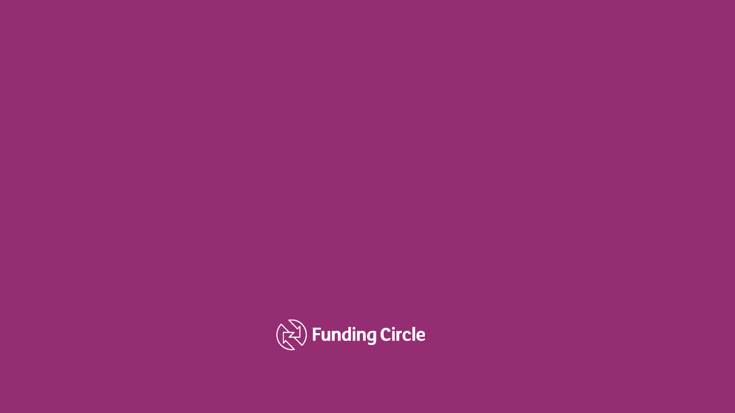Funding Circle